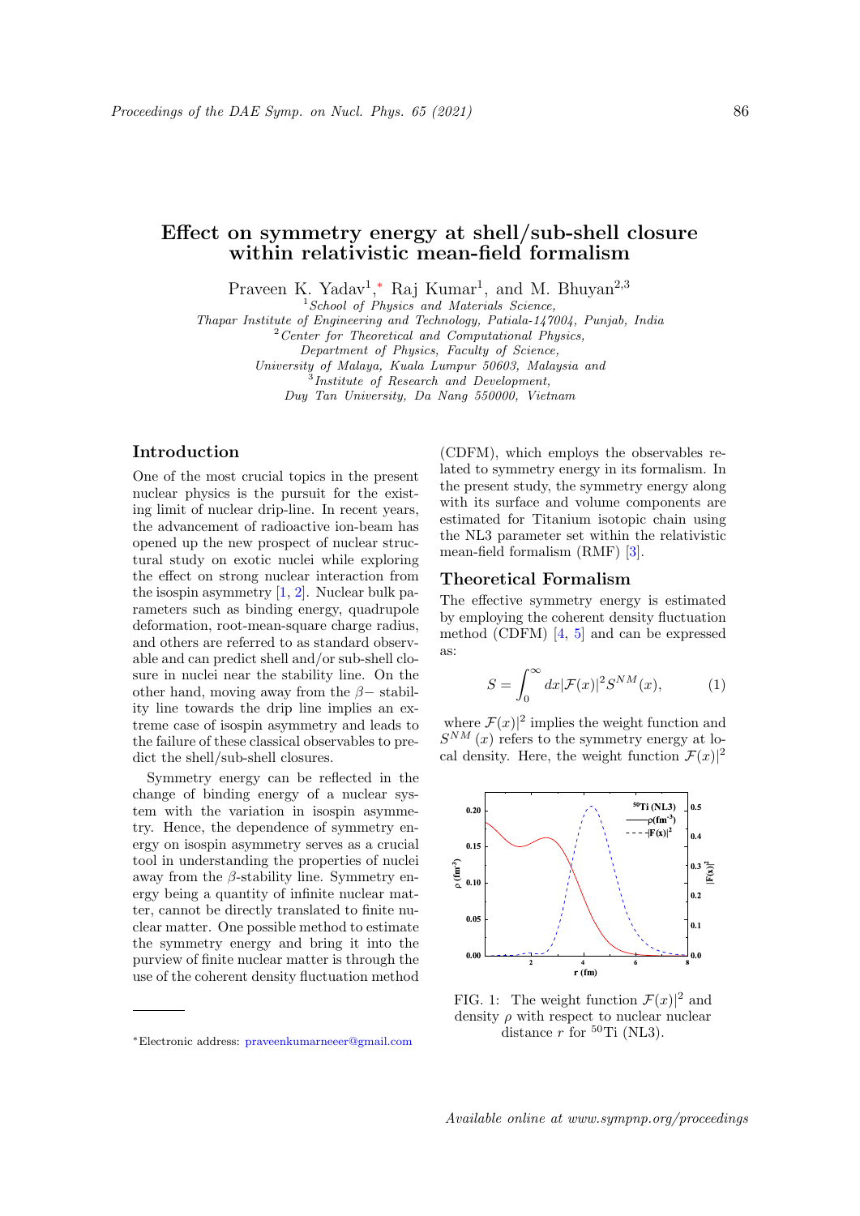# Effect on symmetry energy at shell/sub-shell closure within relativistic mean-field formalism

Praveen K. Yadav[1],* Raj Kumar[1], and M. Bhuyan[2,3]

[1] *School of Physics and Materials Science, Thapar Institute of Engineering and Technology, Patiala-147004, Punjab, India*
[2] *Center for Theoretical and Computational Physics, Department of Physics, Faculty of Science, University of Malaya, Kuala Lumpur 50603, Malaysia and*
[3] *Institute of Research and Development, Duy Tan University, Da Nang 550000, Vietnam*

## Introduction

One of the most crucial topics in the present nuclear physics is the pursuit for the existing limit of nuclear drip-line. In recent years, the advancement of radioactive ion-beam has opened up the new prospect of nuclear structural study on exotic nuclei while exploring the effect on strong nuclear interaction from the isospin asymmetry [1, 2]. Nuclear bulk parameters such as binding energy, quadrupole deformation, root-mean-square charge radius, and others are referred to as standard observable and can predict shell and/or sub-shell closure in nuclei near the stability line. On the other hand, moving away from the $\beta-$ stability line towards the drip line implies an extreme case of isospin asymmetry and leads to the failure of these classical observables to predict the shell/sub-shell closures.

Symmetry energy can be reflected in the change of binding energy of a nuclear system with the variation in isospin asymmetry. Hence, the dependence of symmetry energy on isospin asymmetry serves as a crucial tool in understanding the properties of nuclei away from the $\beta$-stability line. Symmetry energy being a quantity of infinite nuclear matter, cannot be directly translated to finite nuclear matter. One possible method to estimate the symmetry energy and bring it into the purview of finite nuclear matter is through the use of the coherent density fluctuation method (CDFM), which employs the observables related to symmetry energy in its formalism. In the present study, the symmetry energy along with its surface and volume components are estimated for Titanium isotopic chain using the NL3 parameter set within the relativistic mean-field formalism (RMF) [3].

## Theoretical Formalism

The effective symmetry energy is estimated by employing the coherent density fluctuation method (CDFM) [4, 5] and can be expressed as:

$$S = \int_0^\infty dx |\mathcal{F}(x)|^2 S^{NM}(x), \qquad (1)$$

where $\mathcal{F}(x)|^2$ implies the weight function and $S^{NM}(x)$ refers to the symmetry energy at local density. Here, the weight function $\mathcal{F}(x)|^2$

FIG. 1: The weight function $\mathcal{F}(x)|^2$ and density $\rho$ with respect to nuclear nuclear distance $r$ for $^{50}$Ti (NL3).

*Electronic address: praveenkumarneeer@gmail.com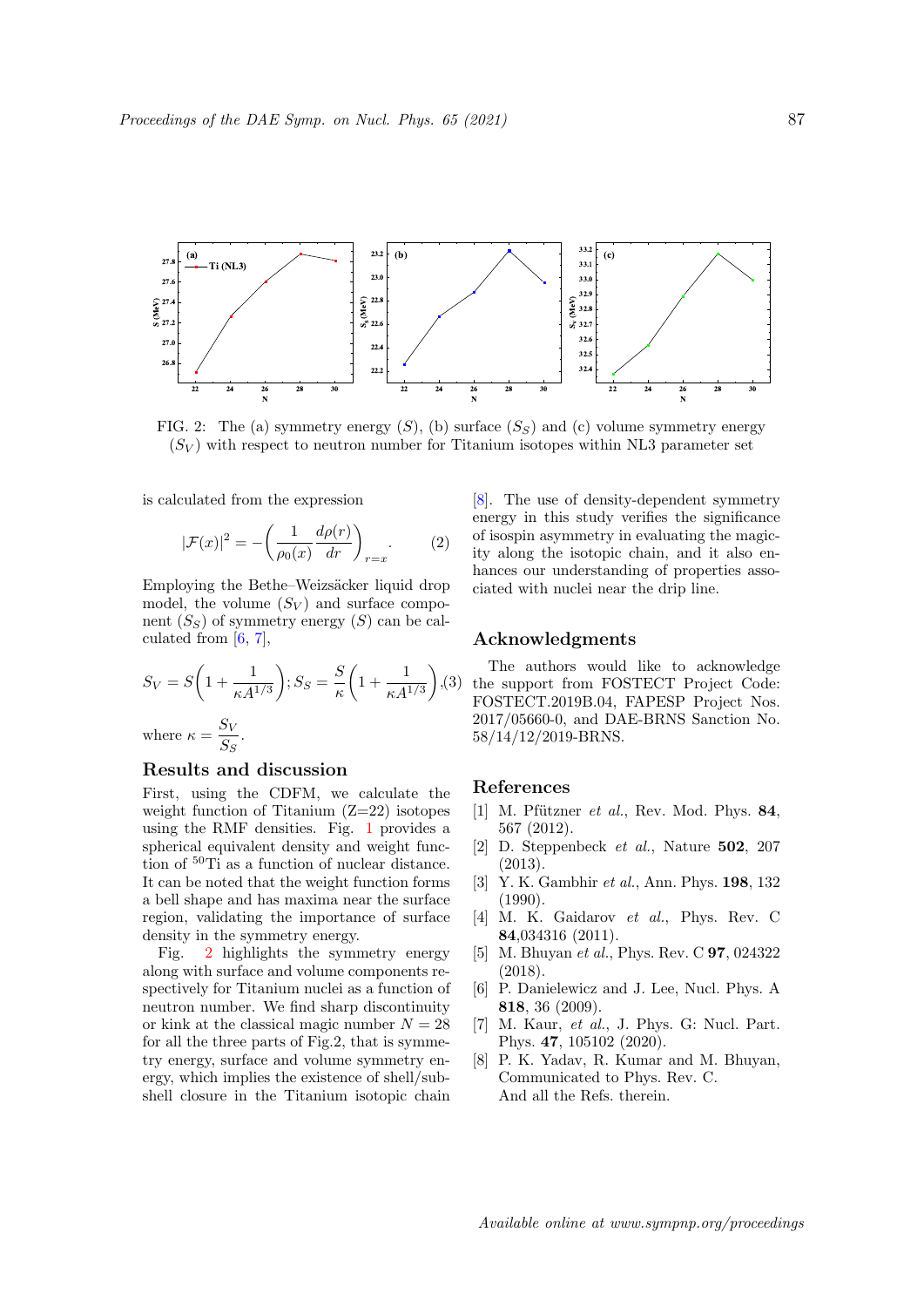(a)
Ti (NL3)
S (MeV)
27.8
27.6
27.4
27.2
27.0
26.8
22 24 26 28 30
N

(b)
$S_S$ (MeV)
23.2
23.0
22.8
22.6
22.4
22.2
22 24 26 28 30
N

(c)
$S_V$ (MeV)
33.2
33.1
33.0
32.9
32.8
32.7
32.6
32.5
32.4
22 24 26 28 30
N

FIG. 2: The (a) symmetry energy ($S$), (b) surface ($S_S$) and (c) volume symmetry energy ($S_V$) with respect to neutron number for Titanium isotopes within NL3 parameter set

is calculated from the expression

$$|\mathcal{F}(x)|^2 = -\left(\frac{1}{\rho_0(x)}\frac{d\rho(r)}{dr}\right)_{r=x}. \tag{2}$$

Employing the Bethe–Weizsäcker liquid drop model, the volume ($S_V$) and surface component ($S_S$) of symmetry energy ($S$) can be calculated from [6, 7],

$$S_V = S\left(1+\frac{1}{\kappa A^{1/3}}\right); S_S = \frac{S}{\kappa}\left(1+\frac{1}{\kappa A^{1/3}}\right), \tag{3}$$

where $\kappa = \dfrac{S_V}{S_S}$.

## Results and discussion

First, using the CDFM, we calculate the weight function of Titanium (Z=22) isotopes using the RMF densities. Fig. 1 provides a spherical equivalent density and weight function of $^{50}$Ti as a function of nuclear distance. It can be noted that the weight function forms a bell shape and has maxima near the surface region, validating the importance of surface density in the symmetry energy.

Fig. 2 highlights the symmetry energy along with surface and volume components respectively for Titanium nuclei as a function of neutron number. We find sharp discontinuity or kink at the classical magic number $N = 28$ for all the three parts of Fig.2, that is symmetry energy, surface and volume symmetry energy, which implies the existence of shell/sub-shell closure in the Titanium isotopic chain [8]. The use of density-dependent symmetry energy in this study verifies the significance of isospin asymmetry in evaluating the magicity along the isotopic chain, and it also enhances our understanding of properties associated with nuclei near the drip line.

## Acknowledgments

The authors would like to acknowledge the support from FOSTECT Project Code: FOSTECT.2019B.04, FAPESP Project Nos. 2017/05660-0, and DAE-BRNS Sanction No. 58/14/12/2019-BRNS.

## References

[1] M. Pfützner *et al.*, Rev. Mod. Phys. **84**, 567 (2012).

[2] D. Steppenbeck *et al.*, Nature **502**, 207 (2013).

[3] Y. K. Gambhir *et al.*, Ann. Phys. **198**, 132 (1990).

[4] M. K. Gaidarov *et al.*, Phys. Rev. C **84**,034316 (2011).

[5] M. Bhuyan *et al.*, Phys. Rev. C **97**, 024322 (2018).

[6] P. Danielewicz and J. Lee, Nucl. Phys. A **818**, 36 (2009).

[7] M. Kaur, *et al.*, J. Phys. G: Nucl. Part. Phys. **47**, 105102 (2020).

[8] P. K. Yadav, R. Kumar and M. Bhuyan, Communicated to Phys. Rev. C.
And all the Refs. therein.